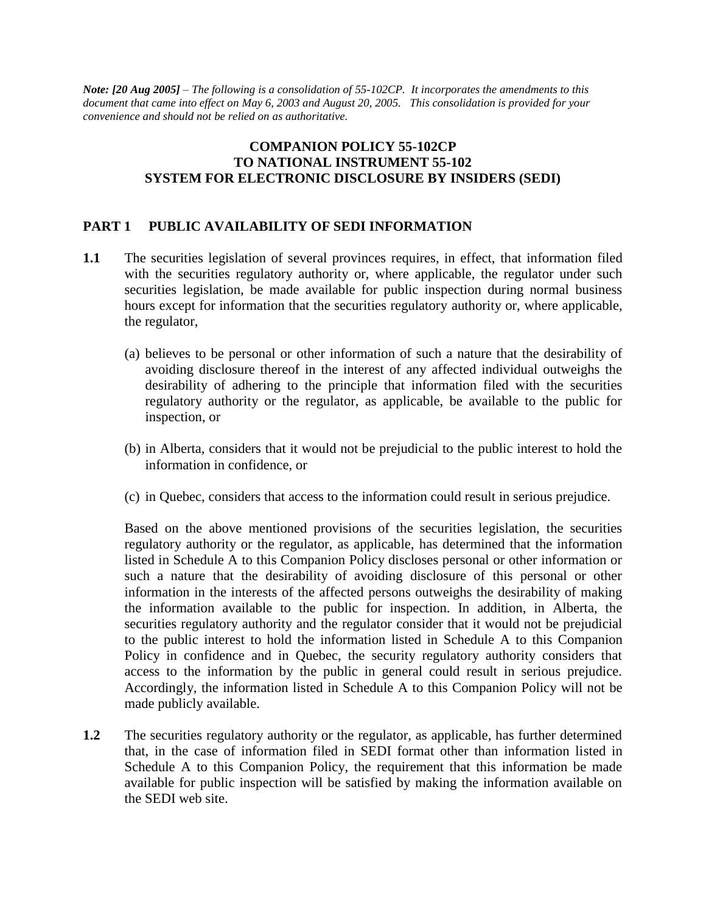***Note: [20 Aug 2005]*** *– The following is a consolidation of 55-102CP. It incorporates the amendments to this document that came into effect on May 6, 2003 and August 20, 2005. This consolidation is provided for your convenience and should not be relied on as authoritative.*

# COMPANION POLICY 55-102CP TO NATIONAL INSTRUMENT 55-102 SYSTEM FOR ELECTRONIC DISCLOSURE BY INSIDERS (SEDI)

## PART 1 PUBLIC AVAILABILITY OF SEDI INFORMATION

**1.1** The securities legislation of several provinces requires, in effect, that information filed with the securities regulatory authority or, where applicable, the regulator under such securities legislation, be made available for public inspection during normal business hours except for information that the securities regulatory authority or, where applicable, the regulator,

(a) believes to be personal or other information of such a nature that the desirability of avoiding disclosure thereof in the interest of any affected individual outweighs the desirability of adhering to the principle that information filed with the securities regulatory authority or the regulator, as applicable, be available to the public for inspection, or

(b) in Alberta, considers that it would not be prejudicial to the public interest to hold the information in confidence, or

(c) in Quebec, considers that access to the information could result in serious prejudice.

Based on the above mentioned provisions of the securities legislation, the securities regulatory authority or the regulator, as applicable, has determined that the information listed in Schedule A to this Companion Policy discloses personal or other information or such a nature that the desirability of avoiding disclosure of this personal or other information in the interests of the affected persons outweighs the desirability of making the information available to the public for inspection. In addition, in Alberta, the securities regulatory authority and the regulator consider that it would not be prejudicial to the public interest to hold the information listed in Schedule A to this Companion Policy in confidence and in Quebec, the security regulatory authority considers that access to the information by the public in general could result in serious prejudice. Accordingly, the information listed in Schedule A to this Companion Policy will not be made publicly available.

**1.2** The securities regulatory authority or the regulator, as applicable, has further determined that, in the case of information filed in SEDI format other than information listed in Schedule A to this Companion Policy, the requirement that this information be made available for public inspection will be satisfied by making the information available on the SEDI web site.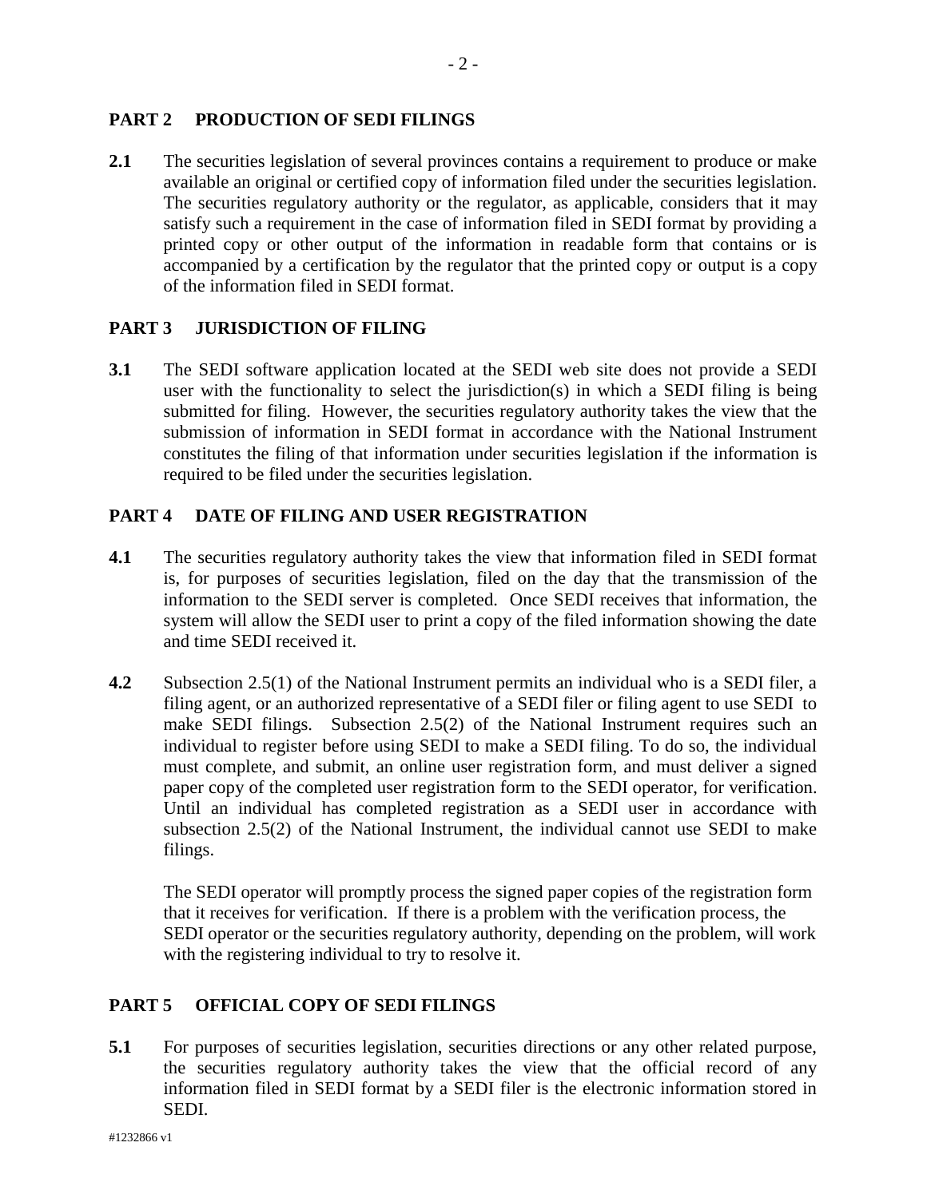## PART 2 PRODUCTION OF SEDI FILINGS

**2.1** The securities legislation of several provinces contains a requirement to produce or make available an original or certified copy of information filed under the securities legislation. The securities regulatory authority or the regulator, as applicable, considers that it may satisfy such a requirement in the case of information filed in SEDI format by providing a printed copy or other output of the information in readable form that contains or is accompanied by a certification by the regulator that the printed copy or output is a copy of the information filed in SEDI format.

## PART 3 JURISDICTION OF FILING

**3.1** The SEDI software application located at the SEDI web site does not provide a SEDI user with the functionality to select the jurisdiction(s) in which a SEDI filing is being submitted for filing. However, the securities regulatory authority takes the view that the submission of information in SEDI format in accordance with the National Instrument constitutes the filing of that information under securities legislation if the information is required to be filed under the securities legislation.

## PART 4 DATE OF FILING AND USER REGISTRATION

**4.1** The securities regulatory authority takes the view that information filed in SEDI format is, for purposes of securities legislation, filed on the day that the transmission of the information to the SEDI server is completed. Once SEDI receives that information, the system will allow the SEDI user to print a copy of the filed information showing the date and time SEDI received it.

**4.2** Subsection 2.5(1) of the National Instrument permits an individual who is a SEDI filer, a filing agent, or an authorized representative of a SEDI filer or filing agent to use SEDI to make SEDI filings. Subsection 2.5(2) of the National Instrument requires such an individual to register before using SEDI to make a SEDI filing. To do so, the individual must complete, and submit, an online user registration form, and must deliver a signed paper copy of the completed user registration form to the SEDI operator, for verification. Until an individual has completed registration as a SEDI user in accordance with subsection 2.5(2) of the National Instrument, the individual cannot use SEDI to make filings.

The SEDI operator will promptly process the signed paper copies of the registration form that it receives for verification. If there is a problem with the verification process, the SEDI operator or the securities regulatory authority, depending on the problem, will work with the registering individual to try to resolve it.

## PART 5 OFFICIAL COPY OF SEDI FILINGS

**5.1** For purposes of securities legislation, securities directions or any other related purpose, the securities regulatory authority takes the view that the official record of any information filed in SEDI format by a SEDI filer is the electronic information stored in SEDI.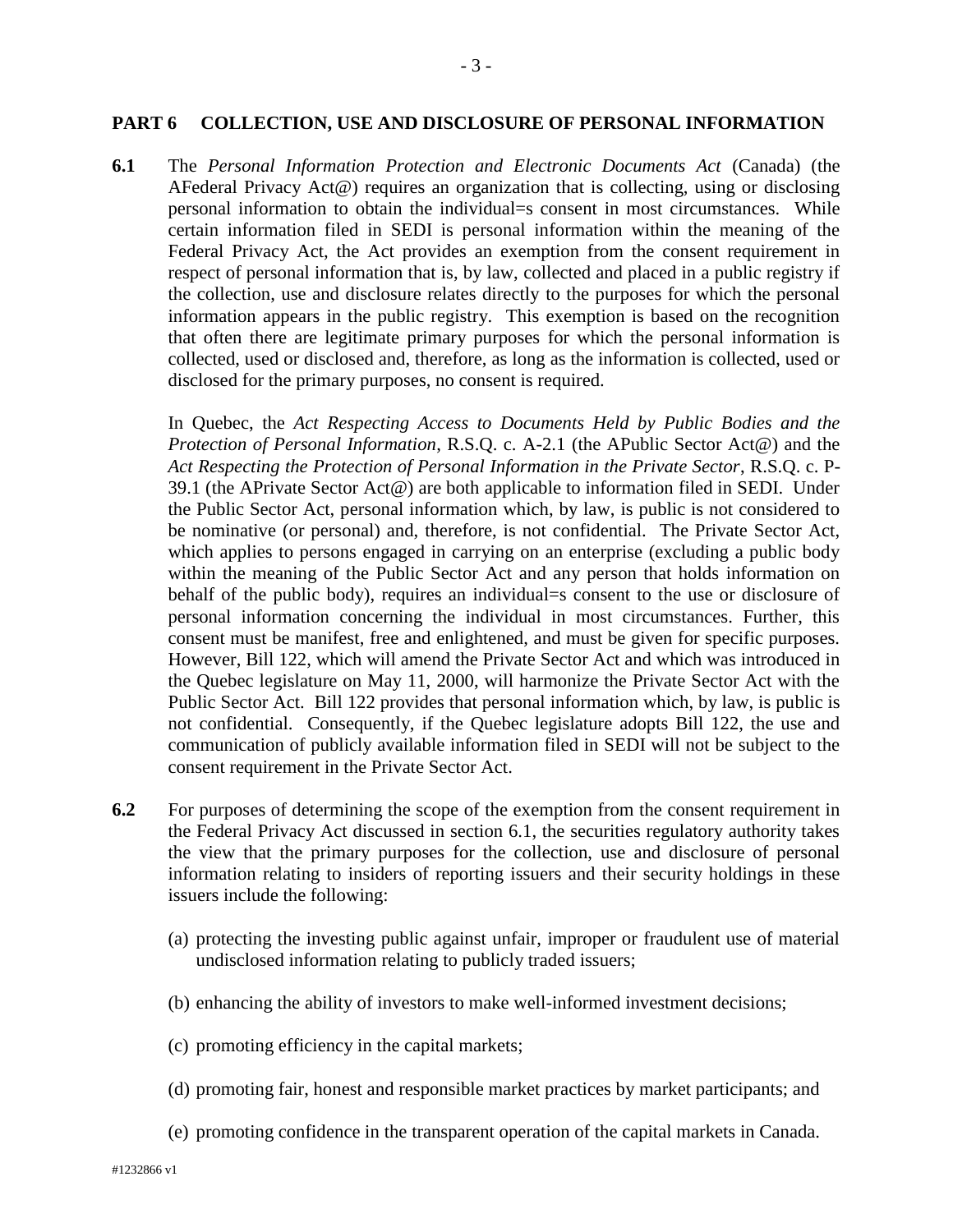## PART 6 COLLECTION, USE AND DISCLOSURE OF PERSONAL INFORMATION

**6.1** The *Personal Information Protection and Electronic Documents Act* (Canada) (the AFederal Privacy Act@) requires an organization that is collecting, using or disclosing personal information to obtain the individual=s consent in most circumstances. While certain information filed in SEDI is personal information within the meaning of the Federal Privacy Act, the Act provides an exemption from the consent requirement in respect of personal information that is, by law, collected and placed in a public registry if the collection, use and disclosure relates directly to the purposes for which the personal information appears in the public registry. This exemption is based on the recognition that often there are legitimate primary purposes for which the personal information is collected, used or disclosed and, therefore, as long as the information is collected, used or disclosed for the primary purposes, no consent is required.

In Quebec, the *Act Respecting Access to Documents Held by Public Bodies and the Protection of Personal Information*, R.S.Q. c. A-2.1 (the APublic Sector Act@) and the *Act Respecting the Protection of Personal Information in the Private Sector*, R.S.Q. c. P-39.1 (the APrivate Sector Act@) are both applicable to information filed in SEDI. Under the Public Sector Act, personal information which, by law, is public is not considered to be nominative (or personal) and, therefore, is not confidential. The Private Sector Act, which applies to persons engaged in carrying on an enterprise (excluding a public body within the meaning of the Public Sector Act and any person that holds information on behalf of the public body), requires an individual=s consent to the use or disclosure of personal information concerning the individual in most circumstances. Further, this consent must be manifest, free and enlightened, and must be given for specific purposes. However, Bill 122, which will amend the Private Sector Act and which was introduced in the Quebec legislature on May 11, 2000, will harmonize the Private Sector Act with the Public Sector Act. Bill 122 provides that personal information which, by law, is public is not confidential. Consequently, if the Quebec legislature adopts Bill 122, the use and communication of publicly available information filed in SEDI will not be subject to the consent requirement in the Private Sector Act.

**6.2** For purposes of determining the scope of the exemption from the consent requirement in the Federal Privacy Act discussed in section 6.1, the securities regulatory authority takes the view that the primary purposes for the collection, use and disclosure of personal information relating to insiders of reporting issuers and their security holdings in these issuers include the following:

(a) protecting the investing public against unfair, improper or fraudulent use of material undisclosed information relating to publicly traded issuers;

(b) enhancing the ability of investors to make well-informed investment decisions;

(c) promoting efficiency in the capital markets;

(d) promoting fair, honest and responsible market practices by market participants; and

(e) promoting confidence in the transparent operation of the capital markets in Canada.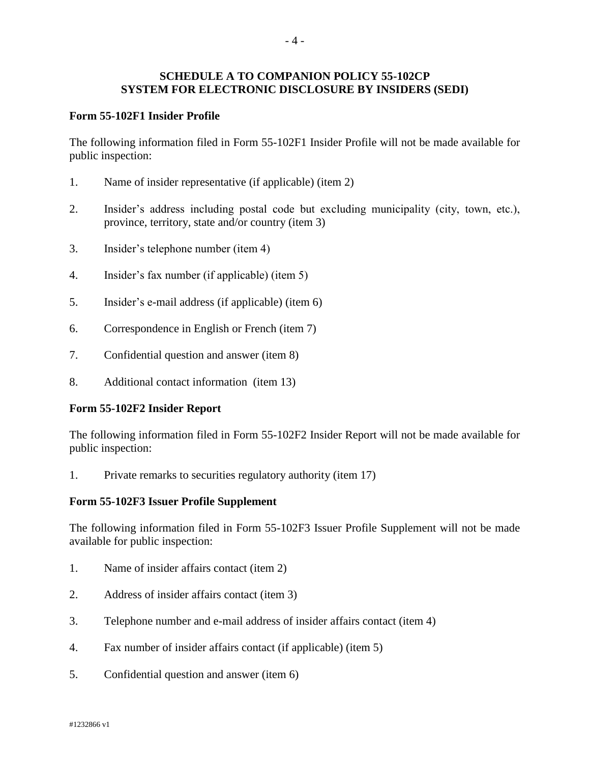# SCHEDULE A TO COMPANION POLICY 55-102CP
# SYSTEM FOR ELECTRONIC DISCLOSURE BY INSIDERS (SEDI)

**Form 55-102F1 Insider Profile**

The following information filed in Form 55-102F1 Insider Profile will not be made available for public inspection:

1. Name of insider representative (if applicable) (item 2)
2. Insider's address including postal code but excluding municipality (city, town, etc.), province, territory, state and/or country (item 3)
3. Insider's telephone number (item 4)
4. Insider's fax number (if applicable) (item 5)
5. Insider's e-mail address (if applicable) (item 6)
6. Correspondence in English or French (item 7)
7. Confidential question and answer (item 8)
8. Additional contact information (item 13)

**Form 55-102F2 Insider Report**

The following information filed in Form 55-102F2 Insider Report will not be made available for public inspection:

1. Private remarks to securities regulatory authority (item 17)

**Form 55-102F3 Issuer Profile Supplement**

The following information filed in Form 55-102F3 Issuer Profile Supplement will not be made available for public inspection:

1. Name of insider affairs contact (item 2)
2. Address of insider affairs contact (item 3)
3. Telephone number and e-mail address of insider affairs contact (item 4)
4. Fax number of insider affairs contact (if applicable) (item 5)
5. Confidential question and answer (item 6)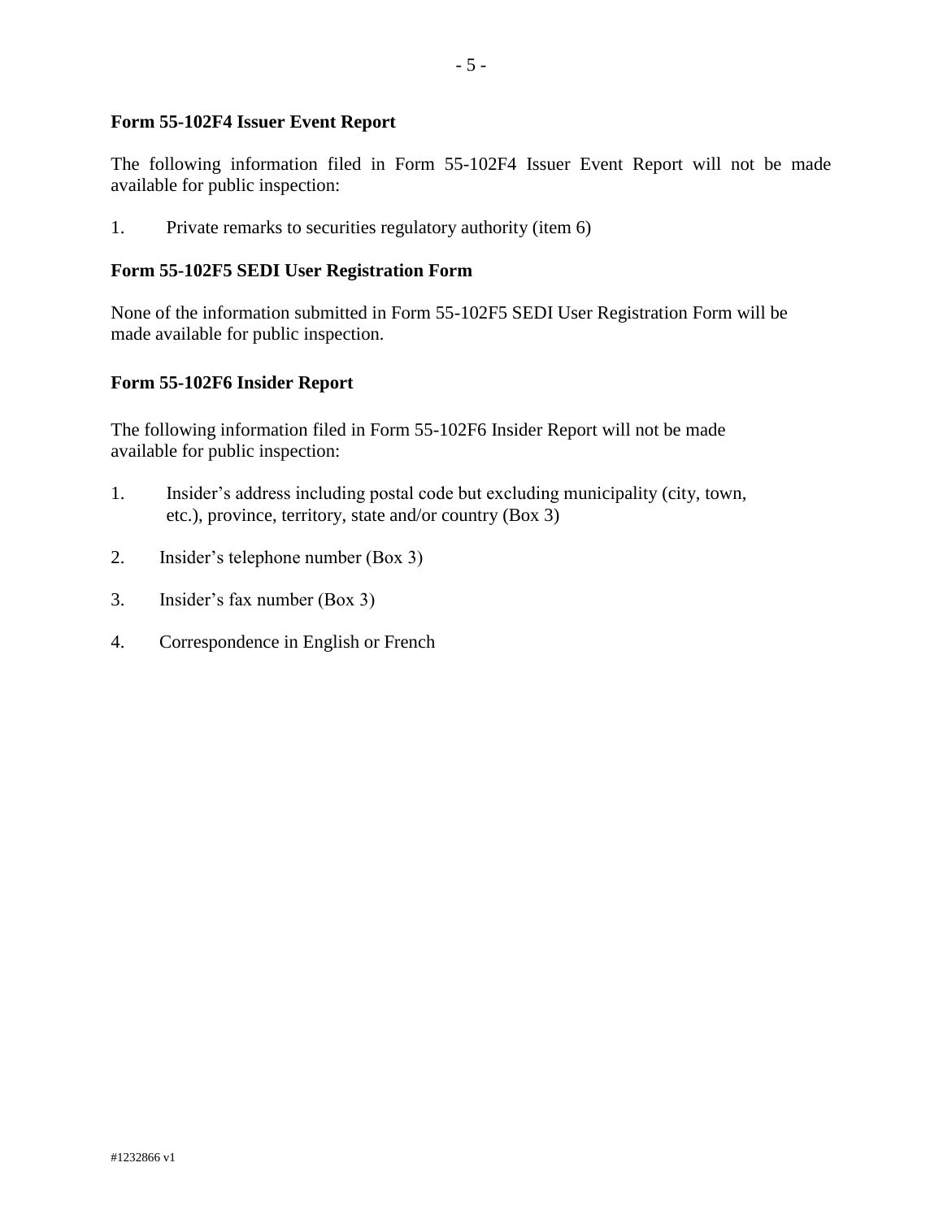**Form 55-102F4 Issuer Event Report**

The following information filed in Form 55-102F4 Issuer Event Report will not be made available for public inspection:

1. Private remarks to securities regulatory authority (item 6)

**Form 55-102F5 SEDI User Registration Form**

None of the information submitted in Form 55-102F5 SEDI User Registration Form will be made available for public inspection.

**Form 55-102F6 Insider Report**

The following information filed in Form 55-102F6 Insider Report will not be made available for public inspection:

1. Insider's address including postal code but excluding municipality (city, town, etc.), province, territory, state and/or country (Box 3)
2. Insider's telephone number (Box 3)
3. Insider's fax number (Box 3)
4. Correspondence in English or French